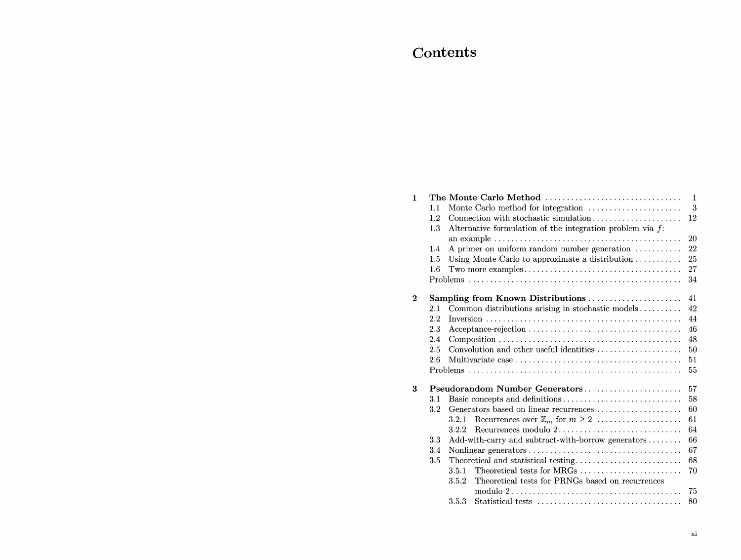# Contents

**1 The Monte Carlo Method** ............................... 1

- 1.1 Monte Carlo method for integration ....................... 3
- 1.2 Connection with stochastic simulation ..................... 12
- 1.3 Alternative formulation of the integration problem via $f$: an example ............................................ 20
- 1.4 A primer on uniform random number generation ........... 22
- 1.5 Using Monte Carlo to approximate a distribution ........... 25
- 1.6 Two more examples ....................................... 27
- Problems .................................................. 34

**2 Sampling from Known Distributions** ...................... 41

- 2.1 Common distributions arising in stochastic models .......... 42
- 2.2 Inversion .............................................. 44
- 2.3 Acceptance-rejection ..................................... 46
- 2.4 Composition ............................................ 48
- 2.5 Convolution and other useful identities .................... 50
- 2.6 Multivariate case ........................................ 51
- Problems .................................................. 55

**3 Pseudorandom Number Generators** ....................... 57

- 3.1 Basic concepts and definitions ............................ 58
- 3.2 Generators based on linear recurrences .................... 60
  - 3.2.1 Recurrences over $\mathbb{Z}_m$ for $m \geq 2$ .................... 61
  - 3.2.2 Recurrences modulo 2 ............................. 64
- 3.3 Add-with-carry and subtract-with-borrow generators ........ 66
- 3.4 Nonlinear generators .................................... 67
- 3.5 Theoretical and statistical testing ......................... 68
  - 3.5.1 Theoretical tests for MRGs ........................ 70
  - 3.5.2 Theoretical tests for PRNGs based on recurrences modulo 2 ......................................... 75
  - 3.5.3 Statistical tests .................................. 80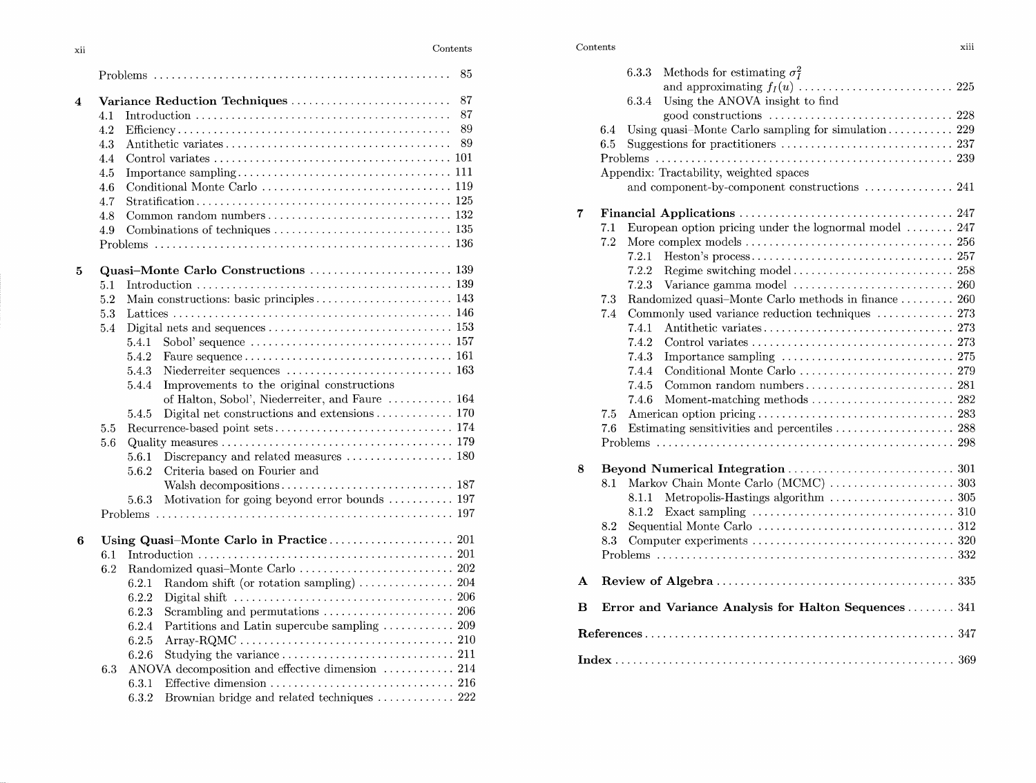Problems .................................................. 85

**4 Variance Reduction Techniques** .......................... 87

4.1 Introduction .............................................. 87
4.2 Efficiency ................................................ 89
4.3 Antithetic variates ....................................... 89
4.4 Control variates .......................................... 101
4.5 Importance sampling ....................................... 111
4.6 Conditional Monte Carlo ................................... 119
4.7 Stratification ............................................ 125
4.8 Common random numbers ..................................... 132
4.9 Combinations of techniques ................................ 135
Problems .................................................. 136

**5 Quasi–Monte Carlo Constructions** ......................... 139

5.1 Introduction .............................................. 139
5.2 Main constructions: basic principles ...................... 143
5.3 Lattices .................................................. 146
5.4 Digital nets and sequences ................................ 153
 5.4.1 Sobol' sequence ...................................... 157
 5.4.2 Faure sequence ....................................... 161
 5.4.3 Niederreiter sequences ............................... 163
 5.4.4 Improvements to the original constructions of Halton, Sobol', Niederreiter, and Faure ............ 164
 5.4.5 Digital net constructions and extensions ............. 170
5.5 Recurrence-based point sets ............................... 174
5.6 Quality measures .......................................... 179
 5.6.1 Discrepancy and related measures ..................... 180
 5.6.2 Criteria based on Fourier and Walsh decompositions ... 187
 5.6.3 Motivation for going beyond error bounds ............. 197
Problems .................................................. 197

**6 Using Quasi–Monte Carlo in Practice** ...................... 201

6.1 Introduction .............................................. 201
6.2 Randomized quasi–Monte Carlo .............................. 202
 6.2.1 Random shift (or rotation sampling) .................. 204
 6.2.2 Digital shift ......................................... 206
 6.2.3 Scrambling and permutations .......................... 206
 6.2.4 Partitions and Latin supercube sampling .............. 209
 6.2.5 Array-RQMC ........................................... 210
 6.2.6 Studying the variance ................................ 211
6.3 ANOVA decomposition and effective dimension ............... 214
 6.3.1 Effective dimension .................................. 216
 6.3.2 Brownian bridge and related techniques ............... 222
 6.3.3 Methods for estimating $\sigma_I^2$ and approximating $f_I(u)$ .......... 225
 6.3.4 Using the ANOVA insight to find good constructions ... 228
6.4 Using quasi–Monte Carlo sampling for simulation ........... 229
6.5 Suggestions for practitioners ............................. 237
Problems .................................................. 239
Appendix: Tractability, weighted spaces and component-by-component constructions ............... 241

**7 Financial Applications** .................................... 247

7.1 European option pricing under the lognormal model ........ 247
7.2 More complex models ....................................... 256
 7.2.1 Heston's process ..................................... 257
 7.2.2 Regime switching model ............................... 258
 7.2.3 Variance gamma model ................................. 260
7.3 Randomized quasi–Monte Carlo methods in finance ........... 260
7.4 Commonly used variance reduction techniques ............... 273
 7.4.1 Antithetic variates ................................... 273
 7.4.2 Control variates ...................................... 273
 7.4.3 Importance sampling .................................. 275
 7.4.4 Conditional Monte Carlo .............................. 279
 7.4.5 Common random numbers ................................ 281
 7.4.6 Moment-matching methods .............................. 282
7.5 American option pricing ................................... 283
7.6 Estimating sensitivities and percentiles .................. 288
Problems .................................................. 298

**8 Beyond Numerical Integration** ............................. 301

8.1 Markov Chain Monte Carlo (MCMC) ........................... 303
 8.1.1 Metropolis-Hastings algorithm ........................ 305
 8.1.2 Exact sampling ....................................... 310
8.2 Sequential Monte Carlo .................................... 312
8.3 Computer experiments ...................................... 320
Problems .................................................. 332

**A Review of Algebra** ......................................... 335

**B Error and Variance Analysis for Halton Sequences** ........ 341

**References** .................................................. 347

**Index** ....................................................... 369